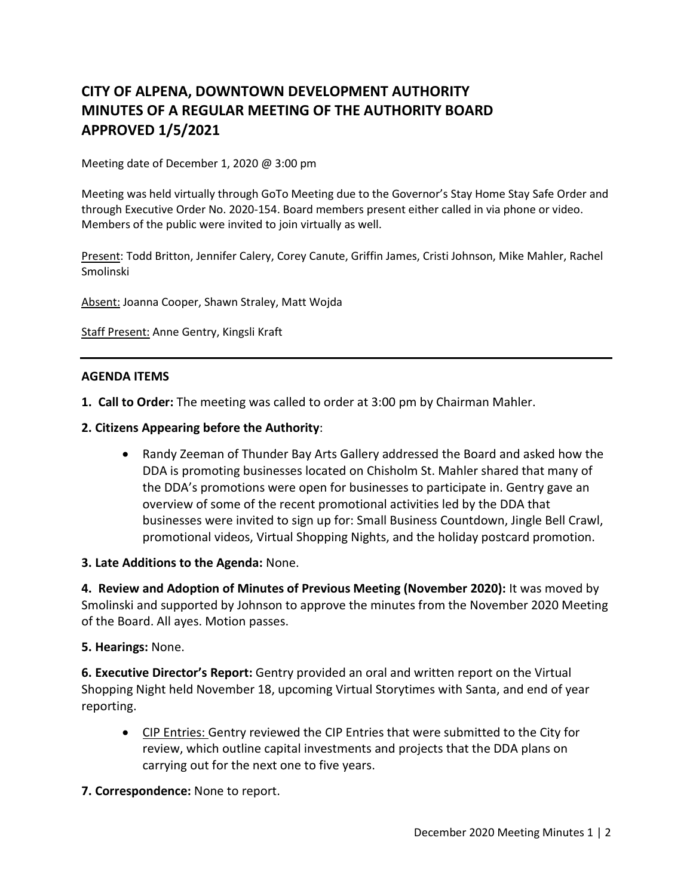# CITY OF ALPENA, DOWNTOWN DEVELOPMENT AUTHORITY MINUTES OF A REGULAR MEETING OF THE AUTHORITY BOARD APPROVED 1/5/2021

Meeting date of December 1, 2020 @ 3:00 pm

Meeting was held virtually through GoTo Meeting due to the Governor's Stay Home Stay Safe Order and through Executive Order No. 2020-154. Board members present either called in via phone or video. Members of the public were invited to join virtually as well.

Present: Todd Britton, Jennifer Calery, Corey Canute, Griffin James, Cristi Johnson, Mike Mahler, Rachel Smolinski

Absent: Joanna Cooper, Shawn Straley, Matt Wojda

Staff Present: Anne Gentry, Kingsli Kraft

---

## AGENDA ITEMS

**1. Call to Order:** The meeting was called to order at 3:00 pm by Chairman Mahler.

**2. Citizens Appearing before the Authority**:

- Randy Zeeman of Thunder Bay Arts Gallery addressed the Board and asked how the DDA is promoting businesses located on Chisholm St. Mahler shared that many of the DDA's promotions were open for businesses to participate in. Gentry gave an overview of some of the recent promotional activities led by the DDA that businesses were invited to sign up for: Small Business Countdown, Jingle Bell Crawl, promotional videos, Virtual Shopping Nights, and the holiday postcard promotion.

**3. Late Additions to the Agenda:** None.

**4. Review and Adoption of Minutes of Previous Meeting (November 2020):** It was moved by Smolinski and supported by Johnson to approve the minutes from the November 2020 Meeting of the Board. All ayes. Motion passes.

**5. Hearings:** None.

**6. Executive Director's Report:** Gentry provided an oral and written report on the Virtual Shopping Night held November 18, upcoming Virtual Storytimes with Santa, and end of year reporting.

- CIP Entries: Gentry reviewed the CIP Entries that were submitted to the City for review, which outline capital investments and projects that the DDA plans on carrying out for the next one to five years.

**7. Correspondence:** None to report.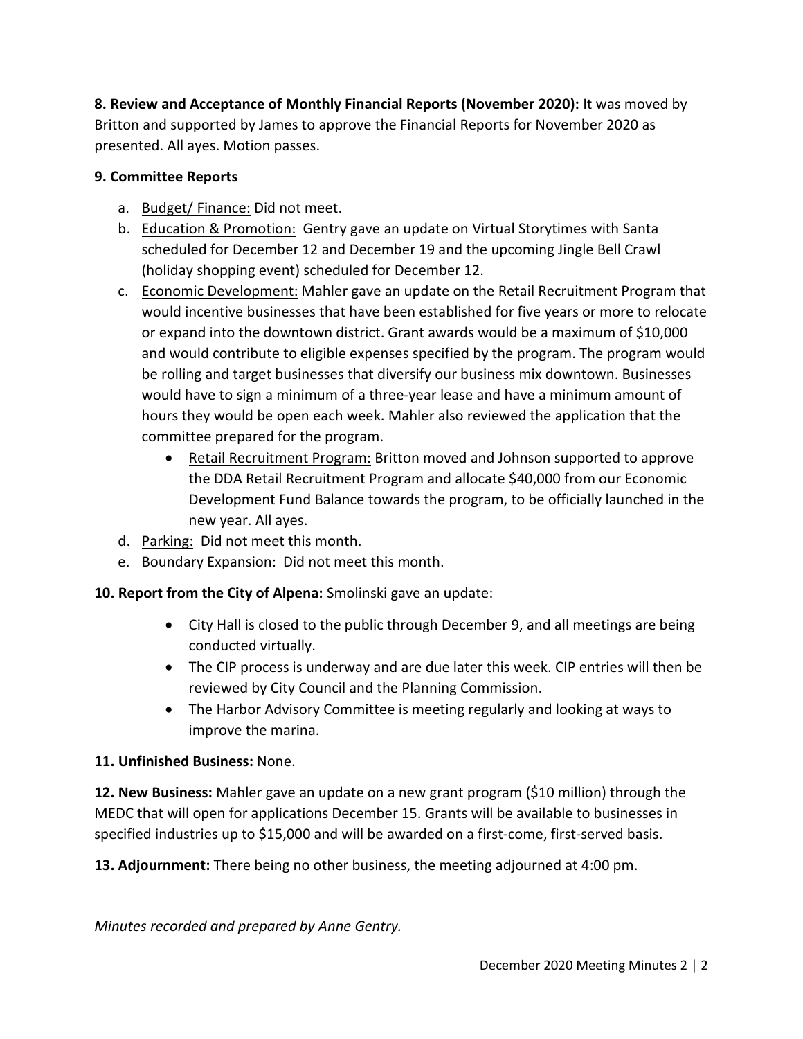**8. Review and Acceptance of Monthly Financial Reports (November 2020):** It was moved by Britton and supported by James to approve the Financial Reports for November 2020 as presented. All ayes. Motion passes.

**9. Committee Reports**

a. Budget/ Finance: Did not meet.
b. Education & Promotion: Gentry gave an update on Virtual Storytimes with Santa scheduled for December 12 and December 19 and the upcoming Jingle Bell Crawl (holiday shopping event) scheduled for December 12.
c. Economic Development: Mahler gave an update on the Retail Recruitment Program that would incentive businesses that have been established for five years or more to relocate or expand into the downtown district. Grant awards would be a maximum of $10,000 and would contribute to eligible expenses specified by the program. The program would be rolling and target businesses that diversify our business mix downtown. Businesses would have to sign a minimum of a three-year lease and have a minimum amount of hours they would be open each week. Mahler also reviewed the application that the committee prepared for the program.
    - Retail Recruitment Program: Britton moved and Johnson supported to approve the DDA Retail Recruitment Program and allocate $40,000 from our Economic Development Fund Balance towards the program, to be officially launched in the new year. All ayes.
d. Parking: Did not meet this month.
e. Boundary Expansion: Did not meet this month.

**10. Report from the City of Alpena:** Smolinski gave an update:

- City Hall is closed to the public through December 9, and all meetings are being conducted virtually.
- The CIP process is underway and are due later this week. CIP entries will then be reviewed by City Council and the Planning Commission.
- The Harbor Advisory Committee is meeting regularly and looking at ways to improve the marina.

**11. Unfinished Business:** None.

**12. New Business:** Mahler gave an update on a new grant program ($10 million) through the MEDC that will open for applications December 15. Grants will be available to businesses in specified industries up to $15,000 and will be awarded on a first-come, first-served basis.

**13. Adjournment:** There being no other business, the meeting adjourned at 4:00 pm.

*Minutes recorded and prepared by Anne Gentry.*